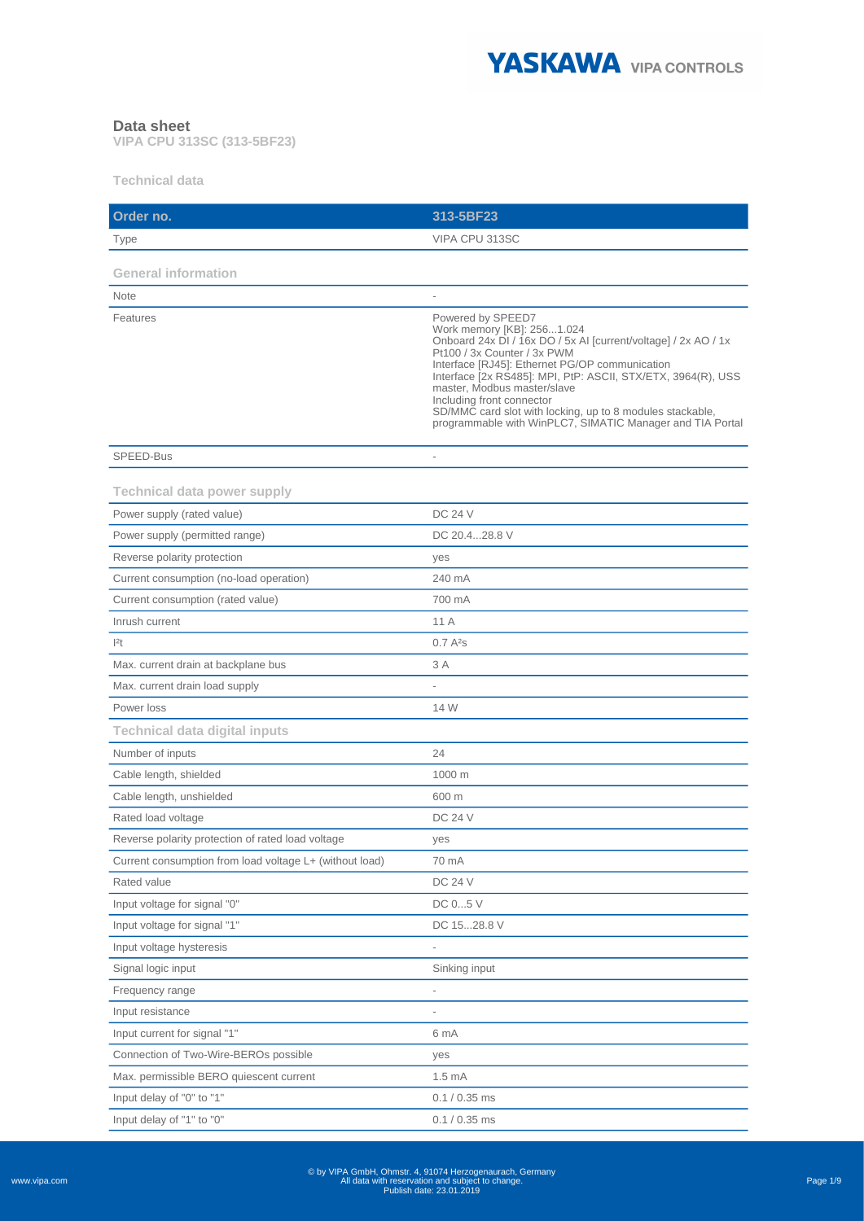# Data sheet

**VIPA CPU 313SC (313-5BF23)**

## Technical data

| Order no. | 313-5BF23 |
|---|---|
| Type | VIPA CPU 313SC |
| **General information** | |
| Note | - |
| Features | Powered by SPEED7<br>Work memory [KB]: 256...1.024<br>Onboard 24x DI / 16x DO / 5x AI [current/voltage] / 2x AO / 1x Pt100 / 3x Counter / 3x PWM<br>Interface [RJ45]: Ethernet PG/OP communication<br>Interface [2x RS485]: MPI, PtP: ASCII, STX/ETX, 3964(R), USS master, Modbus master/slave<br>Including front connector<br>SD/MMC card slot with locking, up to 8 modules stackable, programmable with WinPLC7, SIMATIC Manager and TIA Portal |
| SPEED-Bus | - |
| **Technical data power supply** | |
| Power supply (rated value) | DC 24 V |
| Power supply (permitted range) | DC 20.4...28.8 V |
| Reverse polarity protection | yes |
| Current consumption (no-load operation) | 240 mA |
| Current consumption (rated value) | 700 mA |
| Inrush current | 11 A |
| $I^2t$ | 0.7 $A^2s$ |
| Max. current drain at backplane bus | 3 A |
| Max. current drain load supply | - |
| Power loss | 14 W |
| **Technical data digital inputs** | |
| Number of inputs | 24 |
| Cable length, shielded | 1000 m |
| Cable length, unshielded | 600 m |
| Rated load voltage | DC 24 V |
| Reverse polarity protection of rated load voltage | yes |
| Current consumption from load voltage L+ (without load) | 70 mA |
| Rated value | DC 24 V |
| Input voltage for signal "0" | DC 0...5 V |
| Input voltage for signal "1" | DC 15...28.8 V |
| Input voltage hysteresis | - |
| Signal logic input | Sinking input |
| Frequency range | - |
| Input resistance | - |
| Input current for signal "1" | 6 mA |
| Connection of Two-Wire-BEROs possible | yes |
| Max. permissible BERO quiescent current | 1.5 mA |
| Input delay of "0" to "1" | 0.1 / 0.35 ms |
| Input delay of "1" to "0" | 0.1 / 0.35 ms |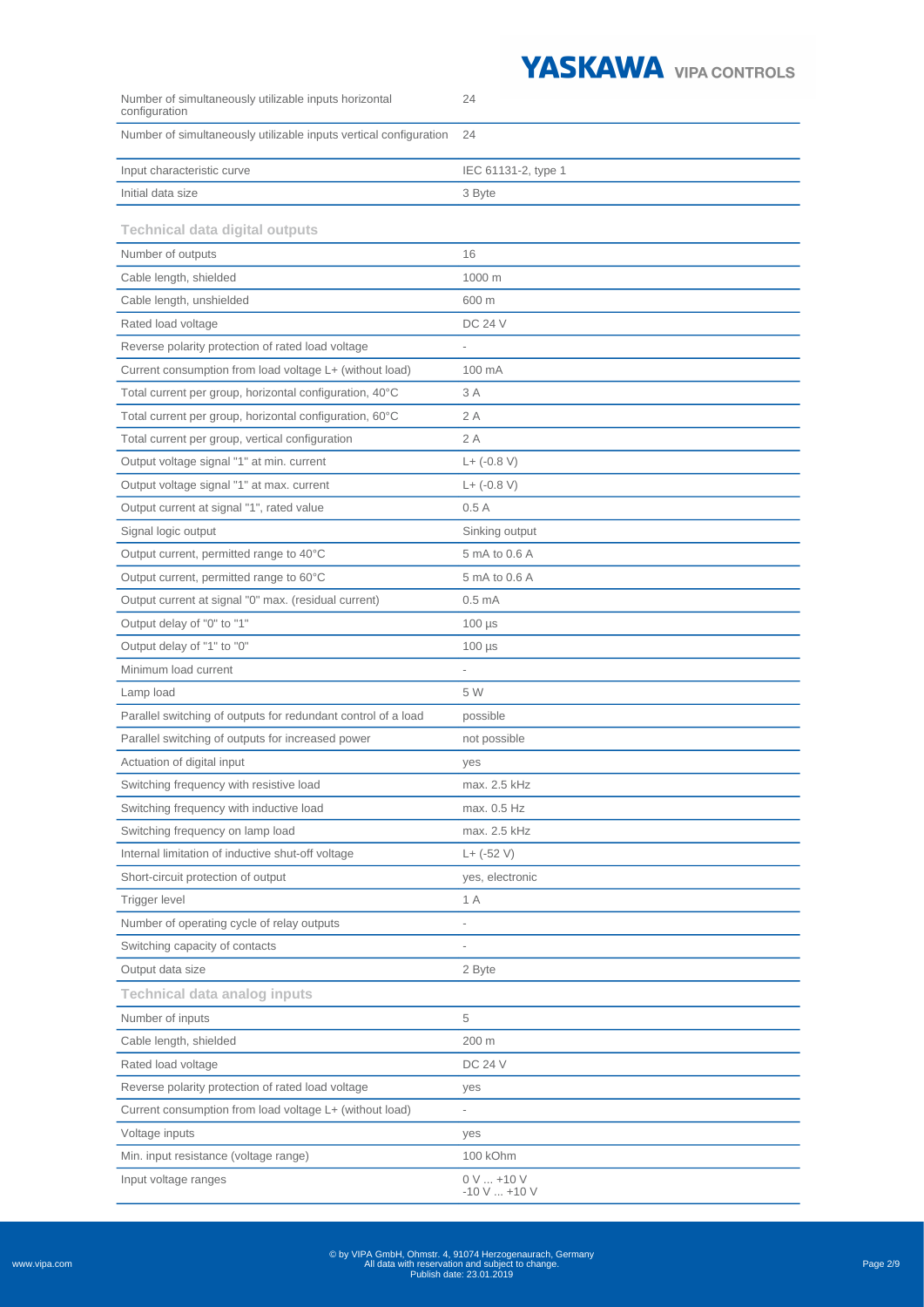| | |
|---|---|
| Number of simultaneously utilizable inputs horizontal configuration | 24 |
| Number of simultaneously utilizable inputs vertical configuration | 24 |
| Input characteristic curve | IEC 61131-2, type 1 |
| Initial data size | 3 Byte |

### Technical data digital outputs

| | |
|---|---|
| Number of outputs | 16 |
| Cable length, shielded | 1000 m |
| Cable length, unshielded | 600 m |
| Rated load voltage | DC 24 V |
| Reverse polarity protection of rated load voltage | - |
| Current consumption from load voltage L+ (without load) | 100 mA |
| Total current per group, horizontal configuration, 40°C | 3 A |
| Total current per group, horizontal configuration, 60°C | 2 A |
| Total current per group, vertical configuration | 2 A |
| Output voltage signal "1" at min. current | L+ (-0.8 V) |
| Output voltage signal "1" at max. current | L+ (-0.8 V) |
| Output current at signal "1", rated value | 0.5 A |
| Signal logic output | Sinking output |
| Output current, permitted range to 40°C | 5 mA to 0.6 A |
| Output current, permitted range to 60°C | 5 mA to 0.6 A |
| Output current at signal "0" max. (residual current) | 0.5 mA |
| Output delay of "0" to "1" | 100 µs |
| Output delay of "1" to "0" | 100 µs |
| Minimum load current | - |
| Lamp load | 5 W |
| Parallel switching of outputs for redundant control of a load | possible |
| Parallel switching of outputs for increased power | not possible |
| Actuation of digital input | yes |
| Switching frequency with resistive load | max. 2.5 kHz |
| Switching frequency with inductive load | max. 0.5 Hz |
| Switching frequency on lamp load | max. 2.5 kHz |
| Internal limitation of inductive shut-off voltage | L+ (-52 V) |
| Short-circuit protection of output | yes, electronic |
| Trigger level | 1 A |
| Number of operating cycle of relay outputs | - |
| Switching capacity of contacts | - |
| Output data size | 2 Byte |

### Technical data analog inputs

| | |
|---|---|
| Number of inputs | 5 |
| Cable length, shielded | 200 m |
| Rated load voltage | DC 24 V |
| Reverse polarity protection of rated load voltage | yes |
| Current consumption from load voltage L+ (without load) | - |
| Voltage inputs | yes |
| Min. input resistance (voltage range) | 100 kOhm |
| Input voltage ranges | 0 V ... +10 V<br>-10 V ... +10 V |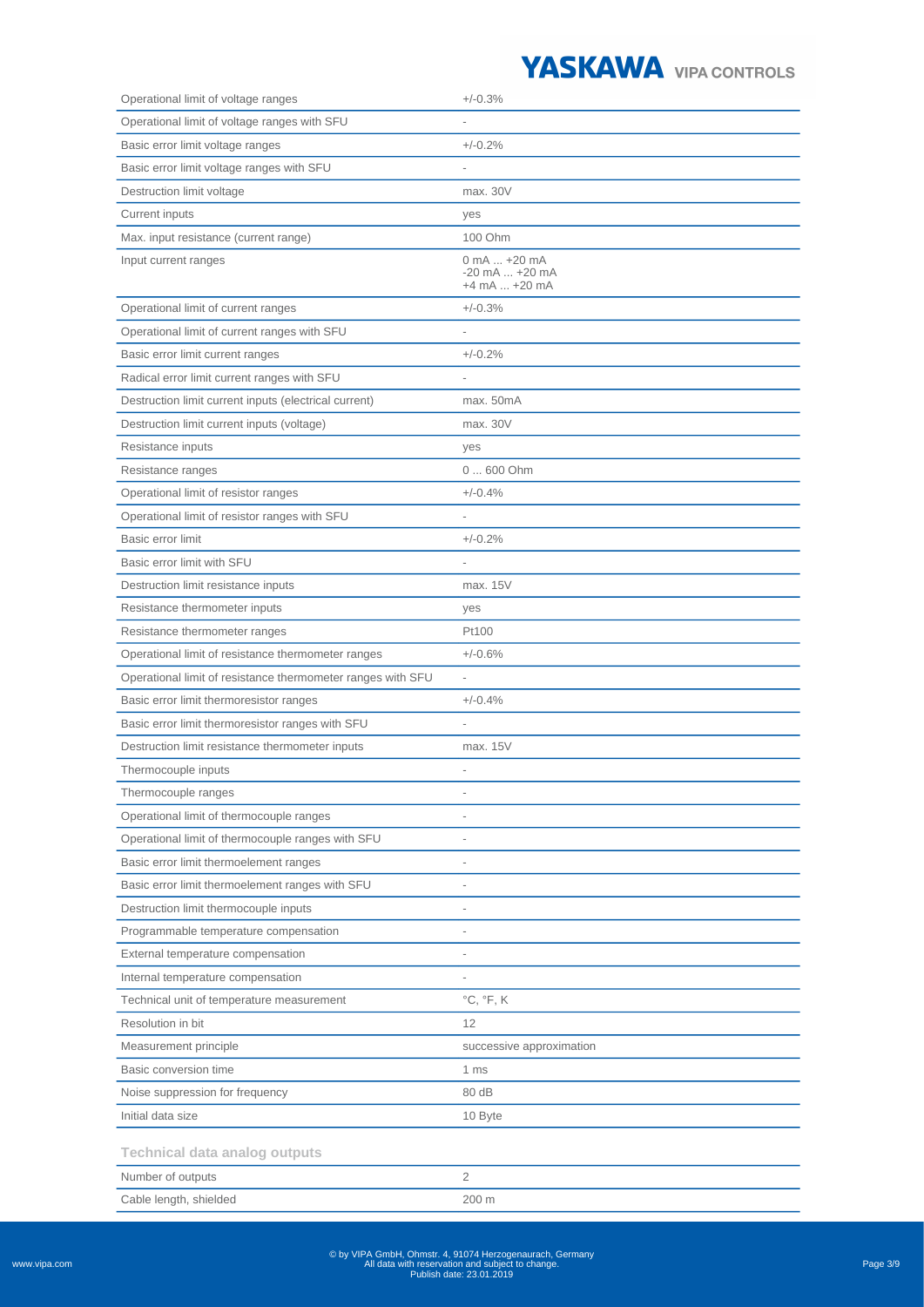| | |
|---|---|
| Operational limit of voltage ranges | +/-0.3% |
| Operational limit of voltage ranges with SFU | - |
| Basic error limit voltage ranges | +/-0.2% |
| Basic error limit voltage ranges with SFU | - |
| Destruction limit voltage | max. 30V |
| Current inputs | yes |
| Max. input resistance (current range) | 100 Ohm |
| Input current ranges | 0 mA ... +20 mA<br>-20 mA ... +20 mA<br>+4 mA ... +20 mA |
| Operational limit of current ranges | +/-0.3% |
| Operational limit of current ranges with SFU | - |
| Basic error limit current ranges | +/-0.2% |
| Radical error limit current ranges with SFU | - |
| Destruction limit current inputs (electrical current) | max. 50mA |
| Destruction limit current inputs (voltage) | max. 30V |
| Resistance inputs | yes |
| Resistance ranges | 0 ... 600 Ohm |
| Operational limit of resistor ranges | +/-0.4% |
| Operational limit of resistor ranges with SFU | - |
| Basic error limit | +/-0.2% |
| Basic error limit with SFU | - |
| Destruction limit resistance inputs | max. 15V |
| Resistance thermometer inputs | yes |
| Resistance thermometer ranges | Pt100 |
| Operational limit of resistance thermometer ranges | +/-0.6% |
| Operational limit of resistance thermometer ranges with SFU | - |
| Basic error limit thermoresistor ranges | +/-0.4% |
| Basic error limit thermoresistor ranges with SFU | - |
| Destruction limit resistance thermometer inputs | max. 15V |
| Thermocouple inputs | - |
| Thermocouple ranges | - |
| Operational limit of thermocouple ranges | - |
| Operational limit of thermocouple ranges with SFU | - |
| Basic error limit thermoelement ranges | - |
| Basic error limit thermoelement ranges with SFU | - |
| Destruction limit thermocouple inputs | - |
| Programmable temperature compensation | - |
| External temperature compensation | - |
| Internal temperature compensation | - |
| Technical unit of temperature measurement | °C, °F, K |
| Resolution in bit | 12 |
| Measurement principle | successive approximation |
| Basic conversion time | 1 ms |
| Noise suppression for frequency | 80 dB |
| Initial data size | 10 Byte |

### Technical data analog outputs

| | |
|---|---|
| Number of outputs | 2 |
| Cable length, shielded | 200 m |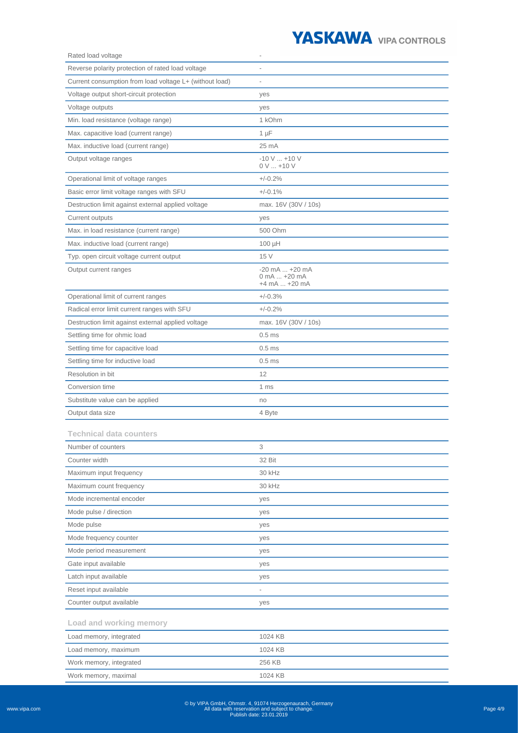| | |
|---|---|
| Rated load voltage | - |
| Reverse polarity protection of rated load voltage | - |
| Current consumption from load voltage L+ (without load) | - |
| Voltage output short-circuit protection | yes |
| Voltage outputs | yes |
| Min. load resistance (voltage range) | 1 kOhm |
| Max. capacitive load (current range) | 1 µF |
| Max. inductive load (current range) | 25 mA |
| Output voltage ranges | -10 V ... +10 V<br>0 V ... +10 V |
| Operational limit of voltage ranges | +/-0.2% |
| Basic error limit voltage ranges with SFU | +/-0.1% |
| Destruction limit against external applied voltage | max. 16V (30V / 10s) |
| Current outputs | yes |
| Max. in load resistance (current range) | 500 Ohm |
| Max. inductive load (current range) | 100 µH |
| Typ. open circuit voltage current output | 15 V |
| Output current ranges | -20 mA ... +20 mA<br>0 mA ... +20 mA<br>+4 mA ... +20 mA |
| Operational limit of current ranges | +/-0.3% |
| Radical error limit current ranges with SFU | +/-0.2% |
| Destruction limit against external applied voltage | max. 16V (30V / 10s) |
| Settling time for ohmic load | 0.5 ms |
| Settling time for capacitive load | 0.5 ms |
| Settling time for inductive load | 0.5 ms |
| Resolution in bit | 12 |
| Conversion time | 1 ms |
| Substitute value can be applied | no |
| Output data size | 4 Byte |

## Technical data counters

| | |
|---|---|
| Number of counters | 3 |
| Counter width | 32 Bit |
| Maximum input frequency | 30 kHz |
| Maximum count frequency | 30 kHz |
| Mode incremental encoder | yes |
| Mode pulse / direction | yes |
| Mode pulse | yes |
| Mode frequency counter | yes |
| Mode period measurement | yes |
| Gate input available | yes |
| Latch input available | yes |
| Reset input available | - |
| Counter output available | yes |

## Load and working memory

| | |
|---|---|
| Load memory, integrated | 1024 KB |
| Load memory, maximum | 1024 KB |
| Work memory, integrated | 256 KB |
| Work memory, maximal | 1024 KB |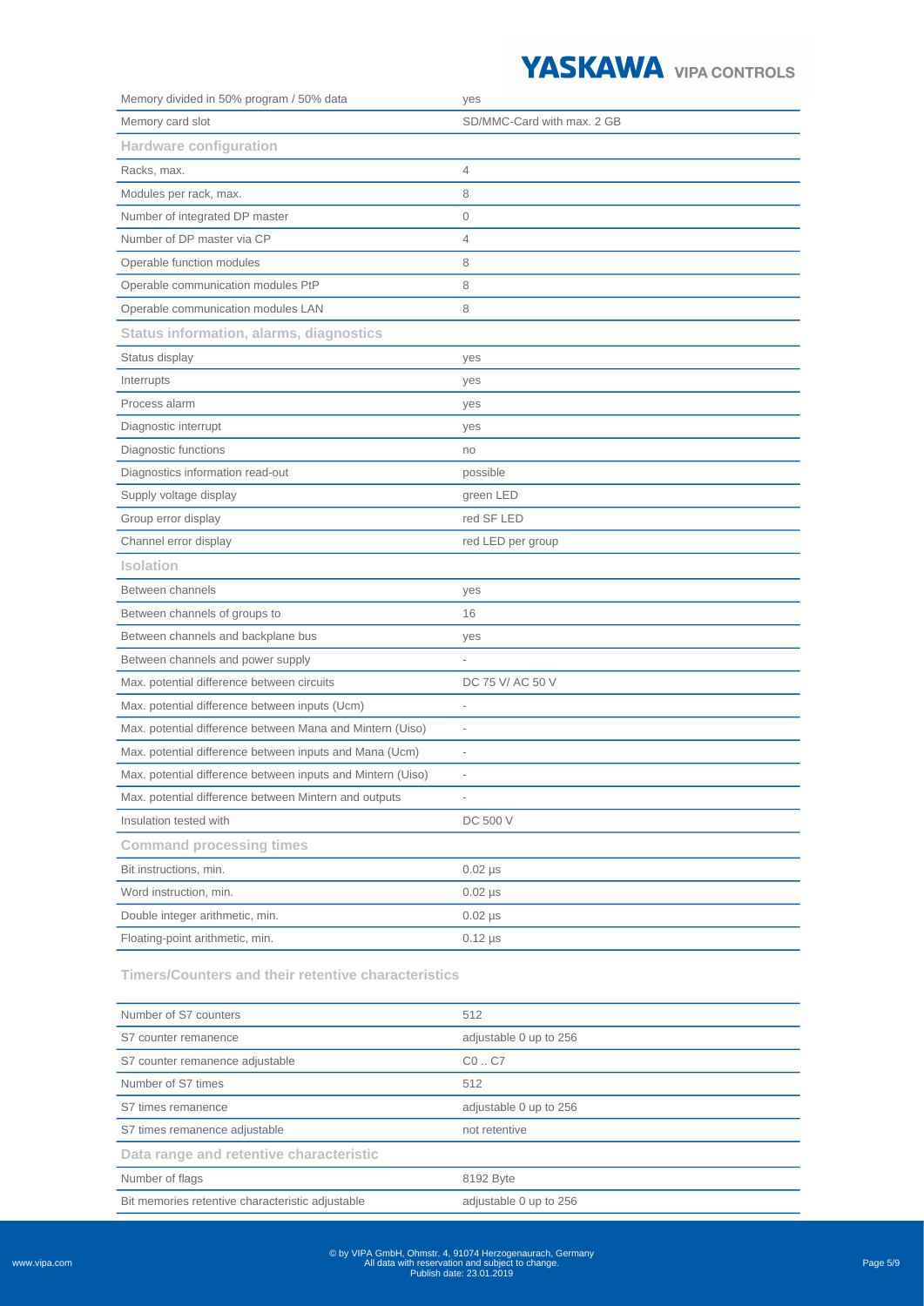| | |
|---|---|
| Memory divided in 50% program / 50% data | yes |
| Memory card slot | SD/MMC-Card with max. 2 GB |
| **Hardware configuration** | |
| Racks, max. | 4 |
| Modules per rack, max. | 8 |
| Number of integrated DP master | 0 |
| Number of DP master via CP | 4 |
| Operable function modules | 8 |
| Operable communication modules PtP | 8 |
| Operable communication modules LAN | 8 |
| **Status information, alarms, diagnostics** | |
| Status display | yes |
| Interrupts | yes |
| Process alarm | yes |
| Diagnostic interrupt | yes |
| Diagnostic functions | no |
| Diagnostics information read-out | possible |
| Supply voltage display | green LED |
| Group error display | red SF LED |
| Channel error display | red LED per group |
| **Isolation** | |
| Between channels | yes |
| Between channels of groups to | 16 |
| Between channels and backplane bus | yes |
| Between channels and power supply | - |
| Max. potential difference between circuits | DC 75 V/ AC 50 V |
| Max. potential difference between inputs (Ucm) | - |
| Max. potential difference between Mana and Mintern (Uiso) | - |
| Max. potential difference between inputs and Mana (Ucm) | - |
| Max. potential difference between inputs and Mintern (Uiso) | - |
| Max. potential difference between Mintern and outputs | - |
| Insulation tested with | DC 500 V |
| **Command processing times** | |
| Bit instructions, min. | 0.02 µs |
| Word instruction, min. | 0.02 µs |
| Double integer arithmetic, min. | 0.02 µs |
| Floating-point arithmetic, min. | 0.12 µs |

## Timers/Counters and their retentive characteristics

| | |
|---|---|
| Number of S7 counters | 512 |
| S7 counter remanence | adjustable 0 up to 256 |
| S7 counter remanence adjustable | C0 .. C7 |
| Number of S7 times | 512 |
| S7 times remanence | adjustable 0 up to 256 |
| S7 times remanence adjustable | not retentive |
| **Data range and retentive characteristic** | |
| Number of flags | 8192 Byte |
| Bit memories retentive characteristic adjustable | adjustable 0 up to 256 |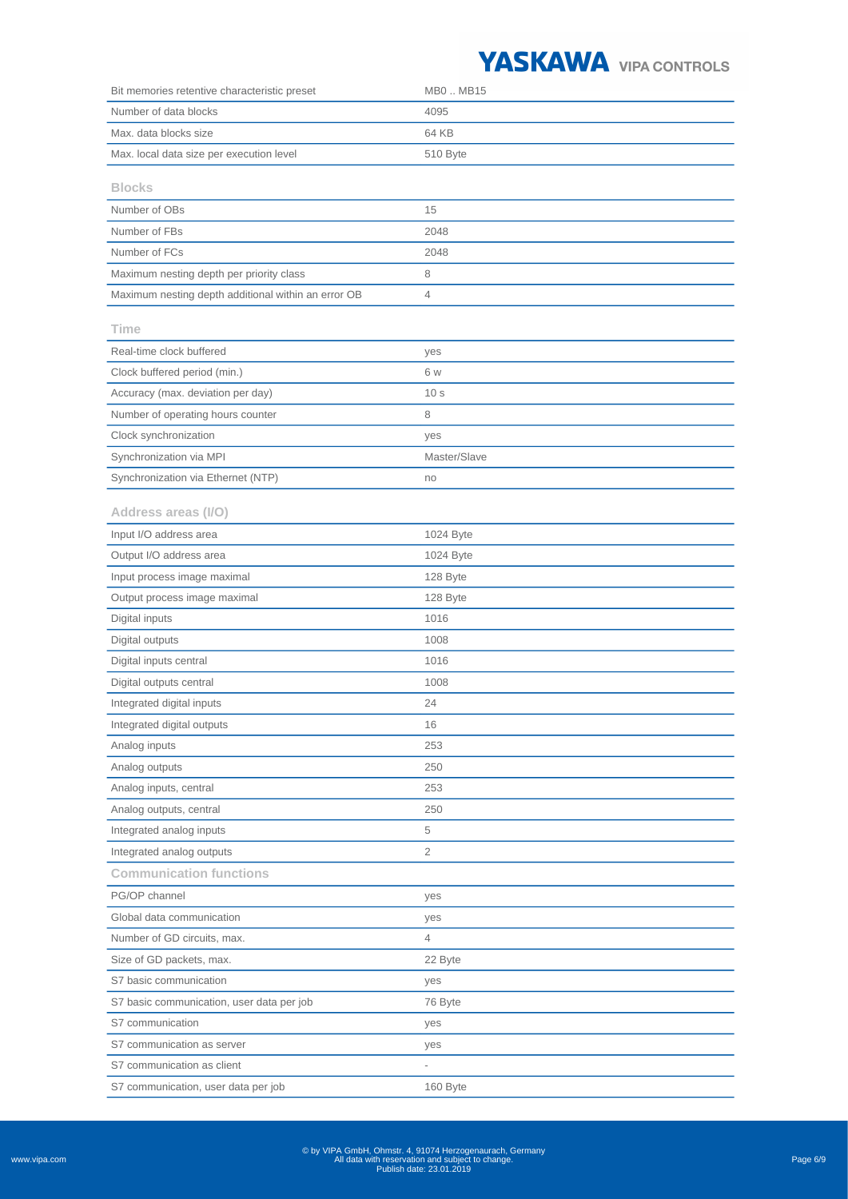| | |
|---|---|
| Bit memories retentive characteristic preset | MB0 .. MB15 |
| Number of data blocks | 4095 |
| Max. data blocks size | 64 KB |
| Max. local data size per execution level | 510 Byte |

### Blocks

| | |
|---|---|
| Number of OBs | 15 |
| Number of FBs | 2048 |
| Number of FCs | 2048 |
| Maximum nesting depth per priority class | 8 |
| Maximum nesting depth additional within an error OB | 4 |

### Time

| | |
|---|---|
| Real-time clock buffered | yes |
| Clock buffered period (min.) | 6 w |
| Accuracy (max. deviation per day) | 10 s |
| Number of operating hours counter | 8 |
| Clock synchronization | yes |
| Synchronization via MPI | Master/Slave |
| Synchronization via Ethernet (NTP) | no |

### Address areas (I/O)

| | |
|---|---|
| Input I/O address area | 1024 Byte |
| Output I/O address area | 1024 Byte |
| Input process image maximal | 128 Byte |
| Output process image maximal | 128 Byte |
| Digital inputs | 1016 |
| Digital outputs | 1008 |
| Digital inputs central | 1016 |
| Digital outputs central | 1008 |
| Integrated digital inputs | 24 |
| Integrated digital outputs | 16 |
| Analog inputs | 253 |
| Analog outputs | 250 |
| Analog inputs, central | 253 |
| Analog outputs, central | 250 |
| Integrated analog inputs | 5 |
| Integrated analog outputs | 2 |

### Communication functions

| | |
|---|---|
| PG/OP channel | yes |
| Global data communication | yes |
| Number of GD circuits, max. | 4 |
| Size of GD packets, max. | 22 Byte |
| S7 basic communication | yes |
| S7 basic communication, user data per job | 76 Byte |
| S7 communication | yes |
| S7 communication as server | yes |
| S7 communication as client | - |
| S7 communication, user data per job | 160 Byte |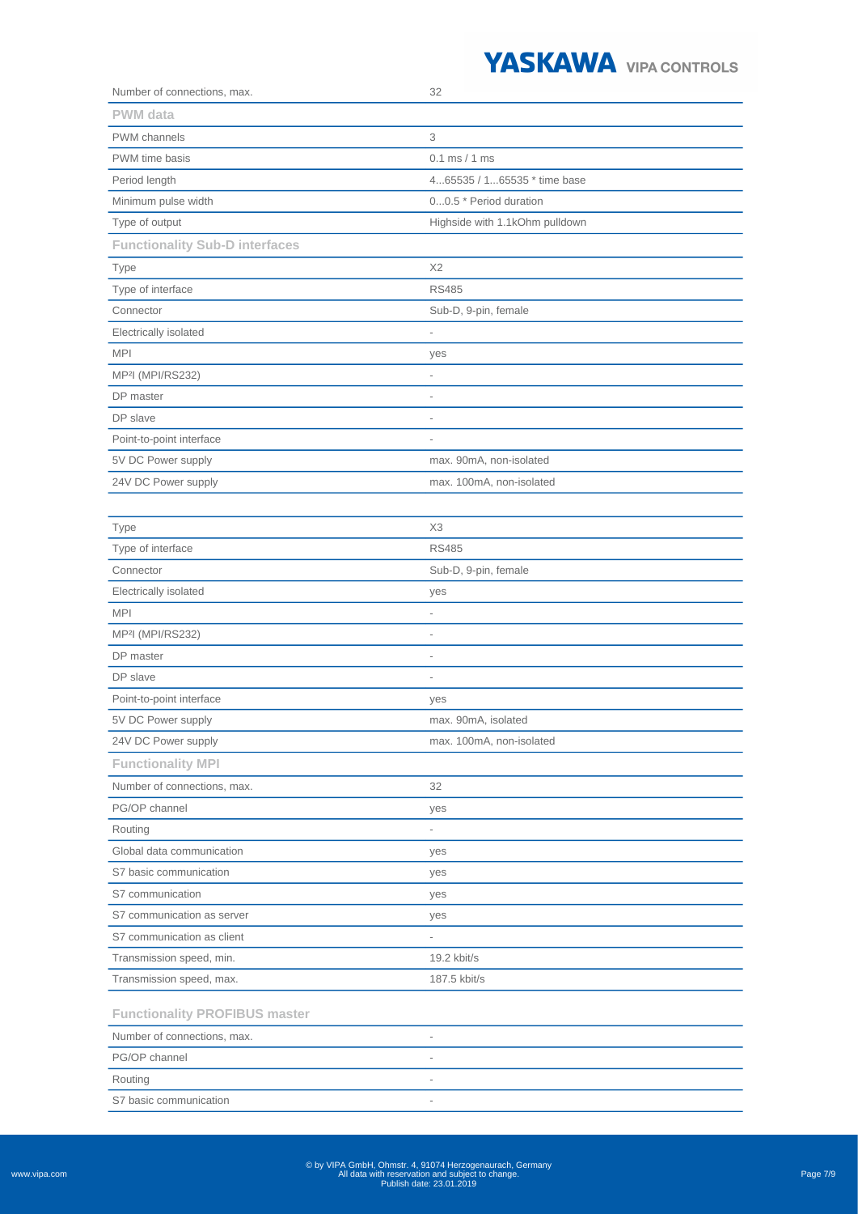| | |
|---|---|
| Number of connections, max. | 32 |

### PWM data

| | |
|---|---|
| PWM channels | 3 |
| PWM time basis | 0.1 ms / 1 ms |
| Period length | 4...65535 / 1...65535 * time base |
| Minimum pulse width | 0...0.5 * Period duration |
| Type of output | Highside with 1.1kOhm pulldown |

### Functionality Sub-D interfaces

| | |
|---|---|
| Type | X2 |
| Type of interface | RS485 |
| Connector | Sub-D, 9-pin, female |
| Electrically isolated | - |
| MPI | yes |
| MP²I (MPI/RS232) | - |
| DP master | - |
| DP slave | - |
| Point-to-point interface | - |
| 5V DC Power supply | max. 90mA, non-isolated |
| 24V DC Power supply | max. 100mA, non-isolated |

| | |
|---|---|
| Type | X3 |
| Type of interface | RS485 |
| Connector | Sub-D, 9-pin, female |
| Electrically isolated | yes |
| MPI | - |
| MP²I (MPI/RS232) | - |
| DP master | - |
| DP slave | - |
| Point-to-point interface | yes |
| 5V DC Power supply | max. 90mA, isolated |
| 24V DC Power supply | max. 100mA, non-isolated |

### Functionality MPI

| | |
|---|---|
| Number of connections, max. | 32 |
| PG/OP channel | yes |
| Routing | - |
| Global data communication | yes |
| S7 basic communication | yes |
| S7 communication | yes |
| S7 communication as server | yes |
| S7 communication as client | - |
| Transmission speed, min. | 19.2 kbit/s |
| Transmission speed, max. | 187.5 kbit/s |

### Functionality PROFIBUS master

| | |
|---|---|
| Number of connections, max. | - |
| PG/OP channel | - |
| Routing | - |
| S7 basic communication | - |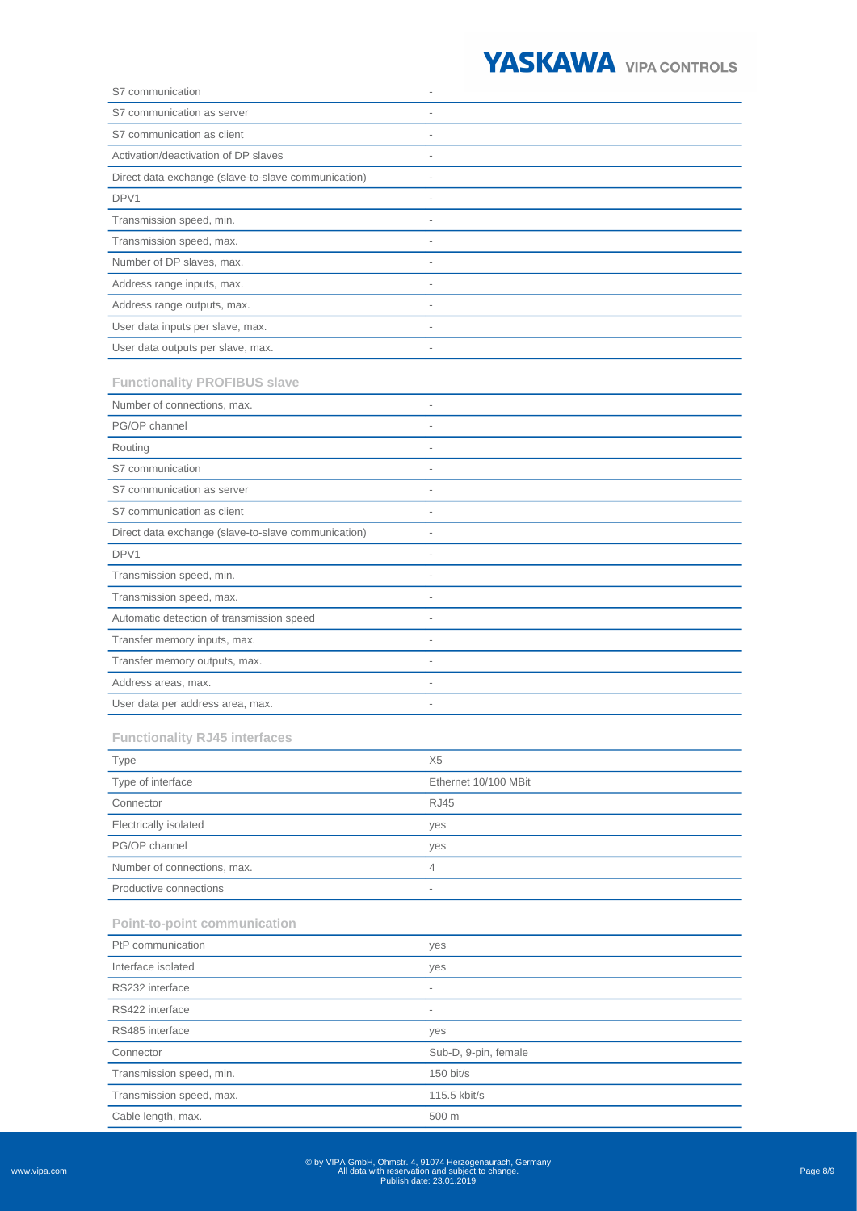| | |
|---|---|
| S7 communication | - |
| S7 communication as server | - |
| S7 communication as client | - |
| Activation/deactivation of DP slaves | - |
| Direct data exchange (slave-to-slave communication) | - |
| DPV1 | - |
| Transmission speed, min. | - |
| Transmission speed, max. | - |
| Number of DP slaves, max. | - |
| Address range inputs, max. | - |
| Address range outputs, max. | - |
| User data inputs per slave, max. | - |
| User data outputs per slave, max. | - |

### Functionality PROFIBUS slave

| | |
|---|---|
| Number of connections, max. | - |
| PG/OP channel | - |
| Routing | - |
| S7 communication | - |
| S7 communication as server | - |
| S7 communication as client | - |
| Direct data exchange (slave-to-slave communication) | - |
| DPV1 | - |
| Transmission speed, min. | - |
| Transmission speed, max. | - |
| Automatic detection of transmission speed | - |
| Transfer memory inputs, max. | - |
| Transfer memory outputs, max. | - |
| Address areas, max. | - |
| User data per address area, max. | - |

### Functionality RJ45 interfaces

| | |
|---|---|
| Type | X5 |
| Type of interface | Ethernet 10/100 MBit |
| Connector | RJ45 |
| Electrically isolated | yes |
| PG/OP channel | yes |
| Number of connections, max. | 4 |
| Productive connections | - |

### Point-to-point communication

| | |
|---|---|
| PtP communication | yes |
| Interface isolated | yes |
| RS232 interface | - |
| RS422 interface | - |
| RS485 interface | yes |
| Connector | Sub-D, 9-pin, female |
| Transmission speed, min. | 150 bit/s |
| Transmission speed, max. | 115.5 kbit/s |
| Cable length, max. | 500 m |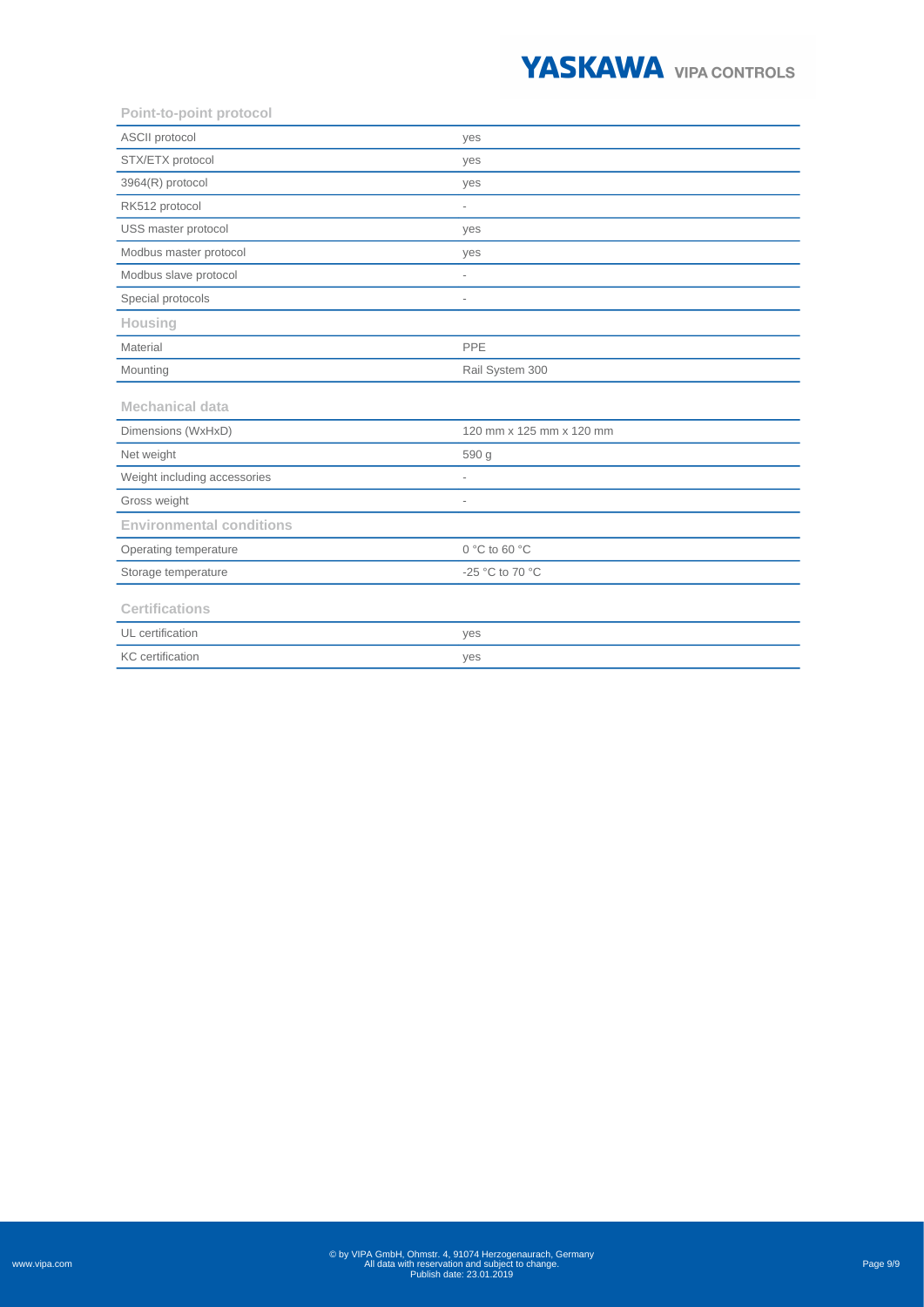### Point-to-point protocol

| | |
|---|---|
| ASCII protocol | yes |
| STX/ETX protocol | yes |
| 3964(R) protocol | yes |
| RK512 protocol | - |
| USS master protocol | yes |
| Modbus master protocol | yes |
| Modbus slave protocol | - |
| Special protocols | - |

### Housing

| | |
|---|---|
| Material | PPE |
| Mounting | Rail System 300 |

### Mechanical data

| | |
|---|---|
| Dimensions (WxHxD) | 120 mm x 125 mm x 120 mm |
| Net weight | 590 g |
| Weight including accessories | - |
| Gross weight | - |

### Environmental conditions

| | |
|---|---|
| Operating temperature | 0 °C to 60 °C |
| Storage temperature | -25 °C to 70 °C |

### Certifications

| | |
|---|---|
| UL certification | yes |
| KC certification | yes |